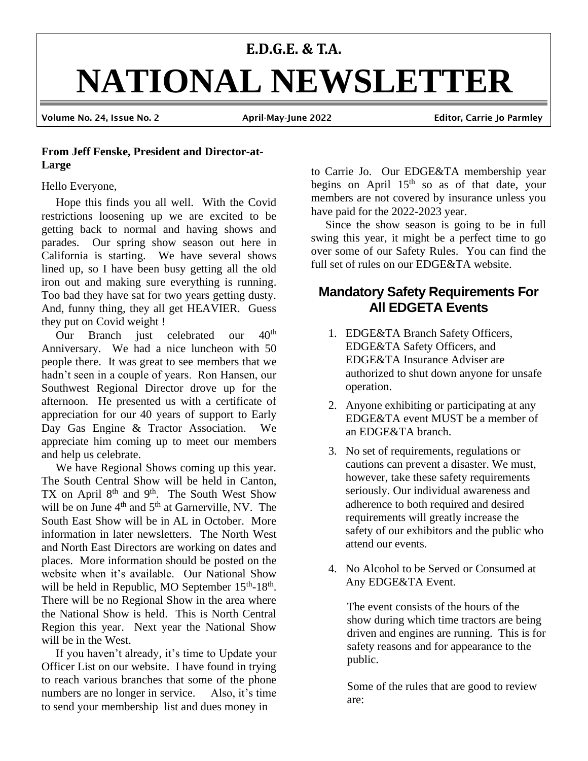# E.D.G.E. & T.A.

# NATIONAL NEWSLETTER

**Volume No. 24, Issue No. 2** | **April-May-June 2022** | **Editor, Carrie Jo Parmley**

**From Jeff Fenske, President and Director-at-Large**

Hello Everyone,

Hope this finds you all well. With the Covid restrictions loosening up we are excited to be getting back to normal and having shows and parades. Our spring show season out here in California is starting. We have several shows lined up, so I have been busy getting all the old iron out and making sure everything is running. Too bad they have sat for two years getting dusty. And, funny thing, they all get HEAVIER. Guess they put on Covid weight !

Our Branch just celebrated our 40th Anniversary. We had a nice luncheon with 50 people there. It was great to see members that we hadn't seen in a couple of years. Ron Hansen, our Southwest Regional Director drove up for the afternoon. He presented us with a certificate of appreciation for our 40 years of support to Early Day Gas Engine & Tractor Association. We appreciate him coming up to meet our members and help us celebrate.

We have Regional Shows coming up this year. The South Central Show will be held in Canton, TX on April 8th and 9th. The South West Show will be on June 4th and 5th at Garnerville, NV. The South East Show will be in AL in October. More information in later newsletters. The North West and North East Directors are working on dates and places. More information should be posted on the website when it's available. Our National Show will be held in Republic, MO September 15th-18th. There will be no Regional Show in the area where the National Show is held. This is North Central Region this year. Next year the National Show will be in the West.

If you haven't already, it's time to Update your Officer List on our website. I have found in trying to reach various branches that some of the phone numbers are no longer in service. Also, it's time to send your membership list and dues money in to Carrie Jo. Our EDGE&TA membership year begins on April 15th so as of that date, your members are not covered by insurance unless you have paid for the 2022-2023 year.

Since the show season is going to be in full swing this year, it might be a perfect time to go over some of our Safety Rules. You can find the full set of rules on our EDGE&TA website.

## Mandatory Safety Requirements For All EDGETA Events

1. EDGE&TA Branch Safety Officers, EDGE&TA Safety Officers, and EDGE&TA Insurance Adviser are authorized to shut down anyone for unsafe operation.
2. Anyone exhibiting or participating at any EDGE&TA event MUST be a member of an EDGE&TA branch.
3. No set of requirements, regulations or cautions can prevent a disaster. We must, however, take these safety requirements seriously. Our individual awareness and adherence to both required and desired requirements will greatly increase the safety of our exhibitors and the public who attend our events.
4. No Alcohol to be Served or Consumed at Any EDGE&TA Event.

   The event consists of the hours of the show during which time tractors are being driven and engines are running. This is for safety reasons and for appearance to the public.

   Some of the rules that are good to review are: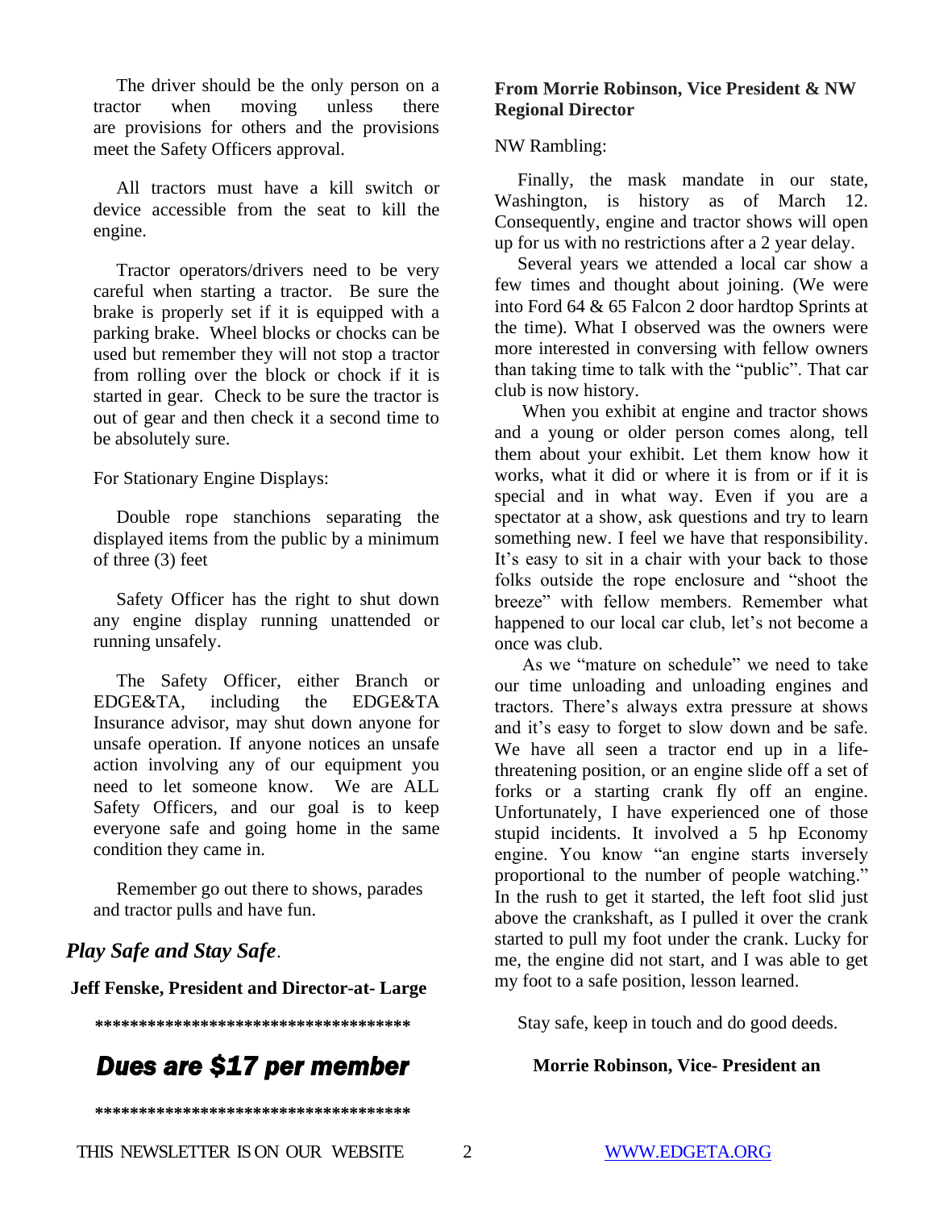The driver should be the only person on a tractor when moving unless there are provisions for others and the provisions meet the Safety Officers approval.

All tractors must have a kill switch or device accessible from the seat to kill the engine.

Tractor operators/drivers need to be very careful when starting a tractor. Be sure the brake is properly set if it is equipped with a parking brake. Wheel blocks or chocks can be used but remember they will not stop a tractor from rolling over the block or chock if it is started in gear. Check to be sure the tractor is out of gear and then check it a second time to be absolutely sure.

For Stationary Engine Displays:

Double rope stanchions separating the displayed items from the public by a minimum of three (3) feet

Safety Officer has the right to shut down any engine display running unattended or running unsafely.

The Safety Officer, either Branch or EDGE&TA, including the EDGE&TA Insurance advisor, may shut down anyone for unsafe operation. If anyone notices an unsafe action involving any of our equipment you need to let someone know. We are ALL Safety Officers, and our goal is to keep everyone safe and going home in the same condition they came in.

Remember go out there to shows, parades and tractor pulls and have fun.

***Play Safe and Stay Safe*.**

**Jeff Fenske, President and Director-at- Large**

**************************************

## *Dues are $17 per member*

**************************************

**From Morrie Robinson, Vice President & NW Regional Director**

NW Rambling:

Finally, the mask mandate in our state, Washington, is history as of March 12. Consequently, engine and tractor shows will open up for us with no restrictions after a 2 year delay.

Several years we attended a local car show a few times and thought about joining. (We were into Ford 64 & 65 Falcon 2 door hardtop Sprints at the time). What I observed was the owners were more interested in conversing with fellow owners than taking time to talk with the "public". That car club is now history.

When you exhibit at engine and tractor shows and a young or older person comes along, tell them about your exhibit. Let them know how it works, what it did or where it is from or if it is special and in what way. Even if you are a spectator at a show, ask questions and try to learn something new. I feel we have that responsibility. It's easy to sit in a chair with your back to those folks outside the rope enclosure and "shoot the breeze" with fellow members. Remember what happened to our local car club, let's not become a once was club.

As we "mature on schedule" we need to take our time unloading and unloading engines and tractors. There's always extra pressure at shows and it's easy to forget to slow down and be safe. We have all seen a tractor end up in a life-threatening position, or an engine slide off a set of forks or a starting crank fly off an engine. Unfortunately, I have experienced one of those stupid incidents. It involved a 5 hp Economy engine. You know "an engine starts inversely proportional to the number of people watching." In the rush to get it started, the left foot slid just above the crankshaft, as I pulled it over the crank started to pull my foot under the crank. Lucky for me, the engine did not start, and I was able to get my foot to a safe position, lesson learned.

Stay safe, keep in touch and do good deeds.

**Morrie Robinson, Vice- President an**

THIS NEWSLETTER IS ON OUR WEBSITE WWW.EDGETA.ORG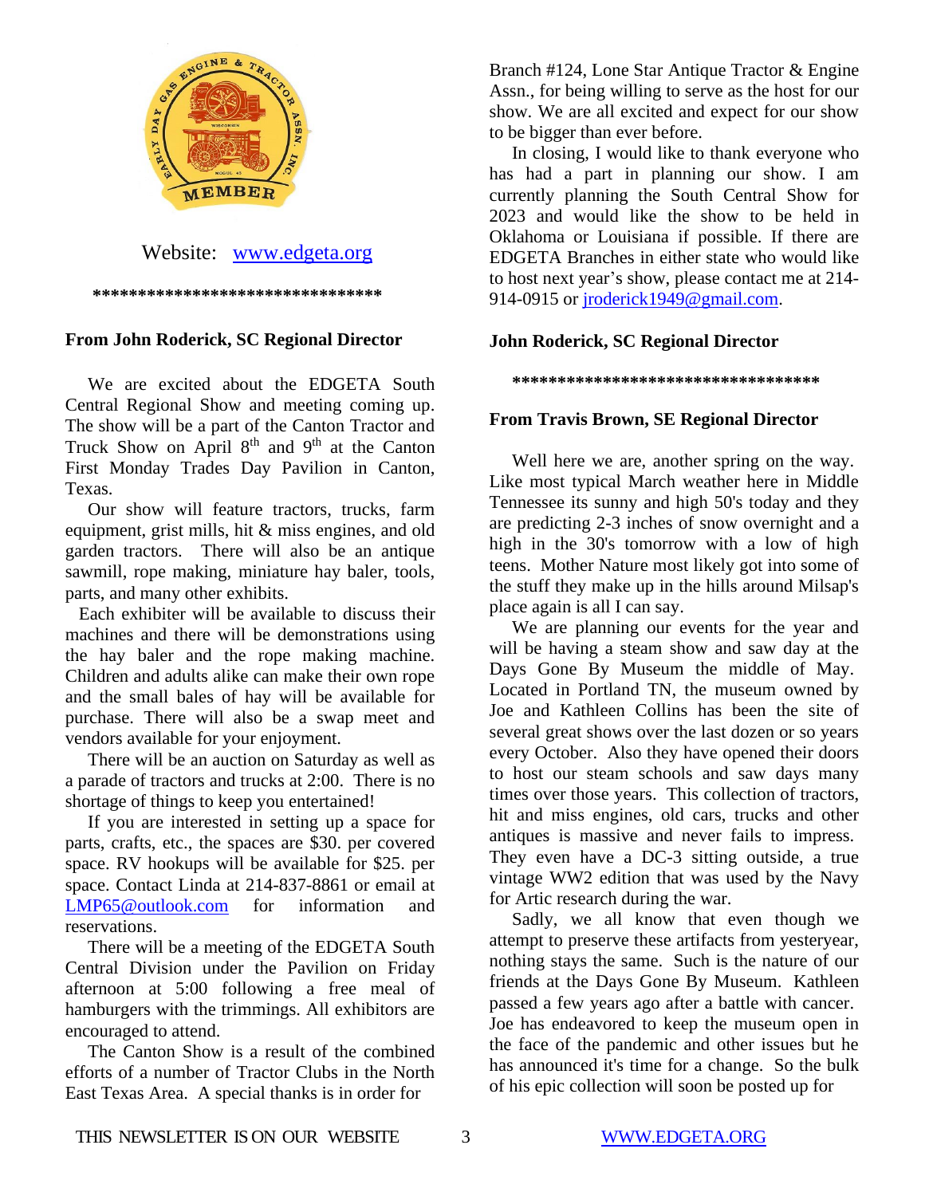Website: [www.edgeta.org](http://www.edgeta.org)

********************************

**From John Roderick, SC Regional Director**

We are excited about the EDGETA South Central Regional Show and meeting coming up. The show will be a part of the Canton Tractor and Truck Show on April 8th and 9th at the Canton First Monday Trades Day Pavilion in Canton, Texas.

Our show will feature tractors, trucks, farm equipment, grist mills, hit & miss engines, and old garden tractors. There will also be an antique sawmill, rope making, miniature hay baler, tools, parts, and many other exhibits.

Each exhibiter will be available to discuss their machines and there will be demonstrations using the hay baler and the rope making machine. Children and adults alike can make their own rope and the small bales of hay will be available for purchase. There will also be a swap meet and vendors available for your enjoyment.

There will be an auction on Saturday as well as a parade of tractors and trucks at 2:00. There is no shortage of things to keep you entertained!

If you are interested in setting up a space for parts, crafts, etc., the spaces are $30. per covered space. RV hookups will be available for $25. per space. Contact Linda at 214-837-8861 or email at [LMP65@outlook.com](mailto:LMP65@outlook.com) for information and reservations.

There will be a meeting of the EDGETA South Central Division under the Pavilion on Friday afternoon at 5:00 following a free meal of hamburgers with the trimmings. All exhibitors are encouraged to attend.

The Canton Show is a result of the combined efforts of a number of Tractor Clubs in the North East Texas Area. A special thanks is in order for Branch #124, Lone Star Antique Tractor & Engine Assn., for being willing to serve as the host for our show. We are all excited and expect for our show to be bigger than ever before.

In closing, I would like to thank everyone who has had a part in planning our show. I am currently planning the South Central Show for 2023 and would like the show to be held in Oklahoma or Louisiana if possible. If there are EDGETA Branches in either state who would like to host next year's show, please contact me at 214-914-0915 or [jroderick1949@gmail.com](mailto:jroderick1949@gmail.com).

**John Roderick, SC Regional Director**

**********************************

**From Travis Brown, SE Regional Director**

Well here we are, another spring on the way. Like most typical March weather here in Middle Tennessee its sunny and high 50's today and they are predicting 2-3 inches of snow overnight and a high in the 30's tomorrow with a low of high teens. Mother Nature most likely got into some of the stuff they make up in the hills around Milsap's place again is all I can say.

We are planning our events for the year and will be having a steam show and saw day at the Days Gone By Museum the middle of May. Located in Portland TN, the museum owned by Joe and Kathleen Collins has been the site of several great shows over the last dozen or so years every October. Also they have opened their doors to host our steam schools and saw days many times over those years. This collection of tractors, hit and miss engines, old cars, trucks and other antiques is massive and never fails to impress. They even have a DC-3 sitting outside, a true vintage WW2 edition that was used by the Navy for Artic research during the war.

Sadly, we all know that even though we attempt to preserve these artifacts from yesteryear, nothing stays the same. Such is the nature of our friends at the Days Gone By Museum. Kathleen passed a few years ago after a battle with cancer. Joe has endeavored to keep the museum open in the face of the pandemic and other issues but he has announced it's time for a change. So the bulk of his epic collection will soon be posted up for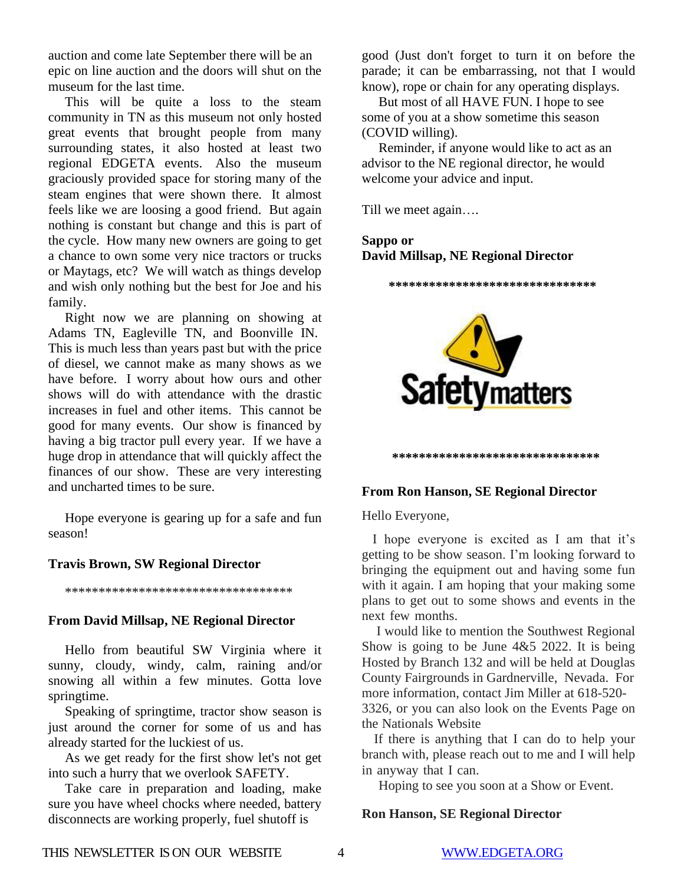auction and come late September there will be an epic on line auction and the doors will shut on the museum for the last time.

This will be quite a loss to the steam community in TN as this museum not only hosted great events that brought people from many surrounding states, it also hosted at least two regional EDGETA events. Also the museum graciously provided space for storing many of the steam engines that were shown there. It almost feels like we are loosing a good friend. But again nothing is constant but change and this is part of the cycle. How many new owners are going to get a chance to own some very nice tractors or trucks or Maytags, etc? We will watch as things develop and wish only nothing but the best for Joe and his family.

Right now we are planning on showing at Adams TN, Eagleville TN, and Boonville IN. This is much less than years past but with the price of diesel, we cannot make as many shows as we have before. I worry about how ours and other shows will do with attendance with the drastic increases in fuel and other items. This cannot be good for many events. Our show is financed by having a big tractor pull every year. If we have a huge drop in attendance that will quickly affect the finances of our show. These are very interesting and uncharted times to be sure.

Hope everyone is gearing up for a safe and fun season!

**Travis Brown, SW Regional Director**

***********************************

**From David Millsap, NE Regional Director**

Hello from beautiful SW Virginia where it sunny, cloudy, windy, calm, raining and/or snowing all within a few minutes. Gotta love springtime.

Speaking of springtime, tractor show season is just around the corner for some of us and has already started for the luckiest of us.

As we get ready for the first show let's not get into such a hurry that we overlook SAFETY.

Take care in preparation and loading, make sure you have wheel chocks where needed, battery disconnects are working properly, fuel shutoff is good (Just don't forget to turn it on before the parade; it can be embarrassing, not that I would know), rope or chain for any operating displays.

But most of all HAVE FUN. I hope to see some of you at a show sometime this season (COVID willing).

Reminder, if anyone would like to act as an advisor to the NE regional director, he would welcome your advice and input.

Till we meet again….

**Sappo or**
**David Millsap, NE Regional Director**

******************************

Safety matters

******************************

**From Ron Hanson, SE Regional Director**

Hello Everyone,

I hope everyone is excited as I am that it's getting to be show season. I'm looking forward to bringing the equipment out and having some fun with it again. I am hoping that your making some plans to get out to some shows and events in the next few months.

I would like to mention the Southwest Regional Show is going to be June 4&5 2022. It is being Hosted by Branch 132 and will be held at Douglas County Fairgrounds in Gardnerville, Nevada. For more information, contact Jim Miller at 618-520-3326, or you can also look on the Events Page on the Nationals Website

If there is anything that I can do to help your branch with, please reach out to me and I will help in anyway that I can.

Hoping to see you soon at a Show or Event.

**Ron Hanson, SE Regional Director**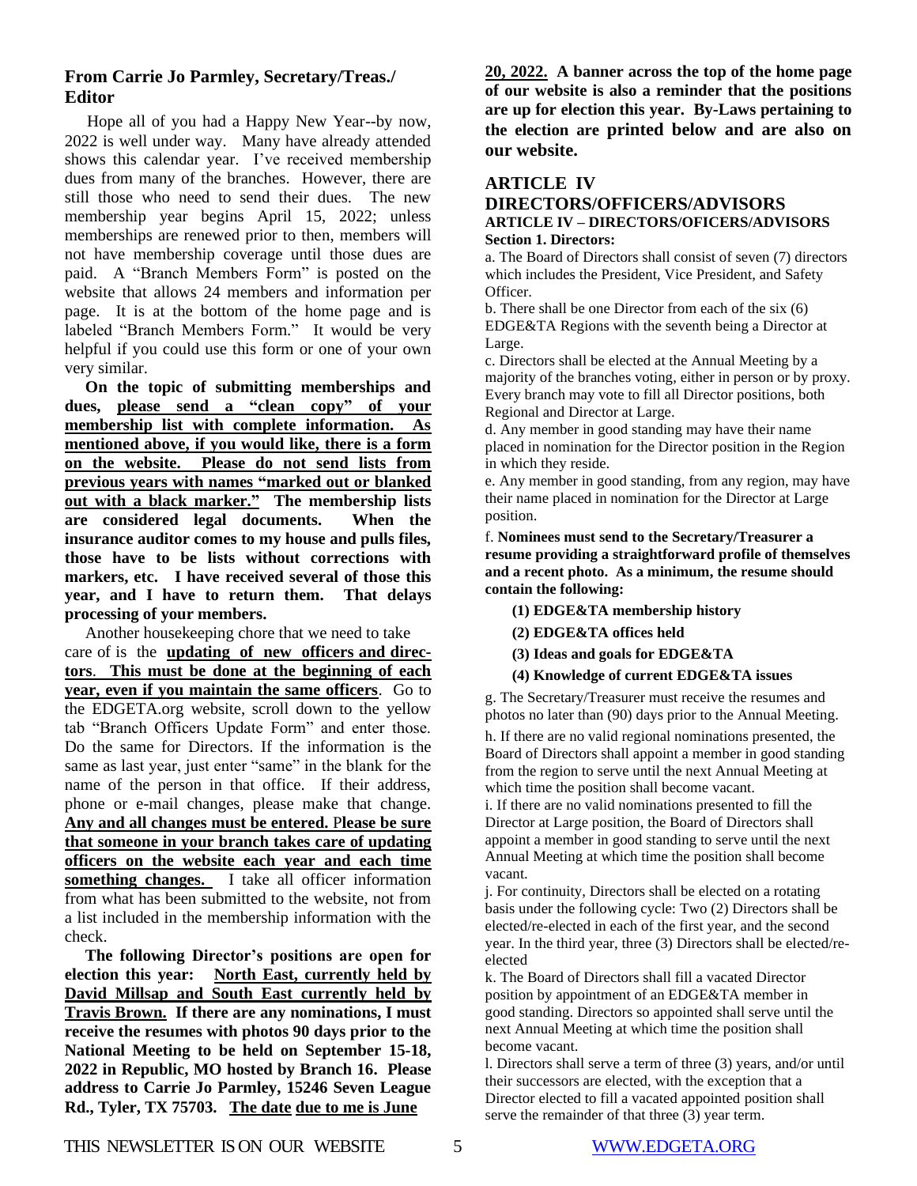## From Carrie Jo Parmley, Secretary/Treas./ Editor

Hope all of you had a Happy New Year--by now, 2022 is well under way. Many have already attended shows this calendar year. I've received membership dues from many of the branches. However, there are still those who need to send their dues. The new membership year begins April 15, 2022; unless memberships are renewed prior to then, members will not have membership coverage until those dues are paid. A "Branch Members Form" is posted on the website that allows 24 members and information per page. It is at the bottom of the home page and is labeled "Branch Members Form." It would be very helpful if you could use this form or one of your own very similar.

**On the topic of submitting memberships and dues, please send a "clean copy" of your membership list with complete information. As mentioned above, if you would like, there is a form on the website. Please do not send lists from previous years with names "marked out or blanked out with a black marker." The membership lists are considered legal documents. When the insurance auditor comes to my house and pulls files, those have to be lists without corrections with markers, etc. I have received several of those this year, and I have to return them. That delays processing of your members.**

Another housekeeping chore that we need to take care of is the **updating of new officers and directors**. **This must be done at the beginning of each year, even if you maintain the same officers**. Go to the EDGETA.org website, scroll down to the yellow tab "Branch Officers Update Form" and enter those. Do the same for Directors. If the information is the same as last year, just enter "same" in the blank for the name of the person in that office. If their address, phone or e-mail changes, please make that change. **Any and all changes must be entered. Please be sure that someone in your branch takes care of updating officers on the website each year and each time something changes.** I take all officer information from what has been submitted to the website, not from a list included in the membership information with the check.

**The following Director's positions are open for election this year: North East, currently held by David Millsap and South East currently held by Travis Brown. If there are any nominations, I must receive the resumes with photos 90 days prior to the National Meeting to be held on September 15-18, 2022 in Republic, MO hosted by Branch 16. Please address to Carrie Jo Parmley, 15246 Seven League Rd., Tyler, TX 75703. The date due to me is June 20, 2022. A banner across the top of the home page of our website is also a reminder that the positions are up for election this year. By-Laws pertaining to the election are printed below and are also on our website.**

## ARTICLE IV DIRECTORS/OFFICERS/ADVISORS

### ARTICLE IV – DIRECTORS/OFICERS/ADVISORS

**Section 1. Directors:**

a. The Board of Directors shall consist of seven (7) directors which includes the President, Vice President, and Safety Officer.

b. There shall be one Director from each of the six (6) EDGE&TA Regions with the seventh being a Director at Large.

c. Directors shall be elected at the Annual Meeting by a majority of the branches voting, either in person or by proxy. Every branch may vote to fill all Director positions, both Regional and Director at Large.

d. Any member in good standing may have their name placed in nomination for the Director position in the Region in which they reside.

e. Any member in good standing, from any region, may have their name placed in nomination for the Director at Large position.

f. **Nominees must send to the Secretary/Treasurer a resume providing a straightforward profile of themselves and a recent photo. As a minimum, the resume should contain the following:**

- **(1) EDGE&TA membership history**
- **(2) EDGE&TA offices held**
- **(3) Ideas and goals for EDGE&TA**
- **(4) Knowledge of current EDGE&TA issues**

g. The Secretary/Treasurer must receive the resumes and photos no later than (90) days prior to the Annual Meeting.

h. If there are no valid regional nominations presented, the Board of Directors shall appoint a member in good standing from the region to serve until the next Annual Meeting at which time the position shall become vacant.

i. If there are no valid nominations presented to fill the Director at Large position, the Board of Directors shall appoint a member in good standing to serve until the next Annual Meeting at which time the position shall become vacant.

j. For continuity, Directors shall be elected on a rotating basis under the following cycle: Two (2) Directors shall be elected/re-elected in each of the first year, and the second year. In the third year, three (3) Directors shall be elected/re-elected

k. The Board of Directors shall fill a vacated Director position by appointment of an EDGE&TA member in good standing. Directors so appointed shall serve until the next Annual Meeting at which time the position shall become vacant.

l. Directors shall serve a term of three (3) years, and/or until their successors are elected, with the exception that a Director elected to fill a vacated appointed position shall serve the remainder of that three (3) year term.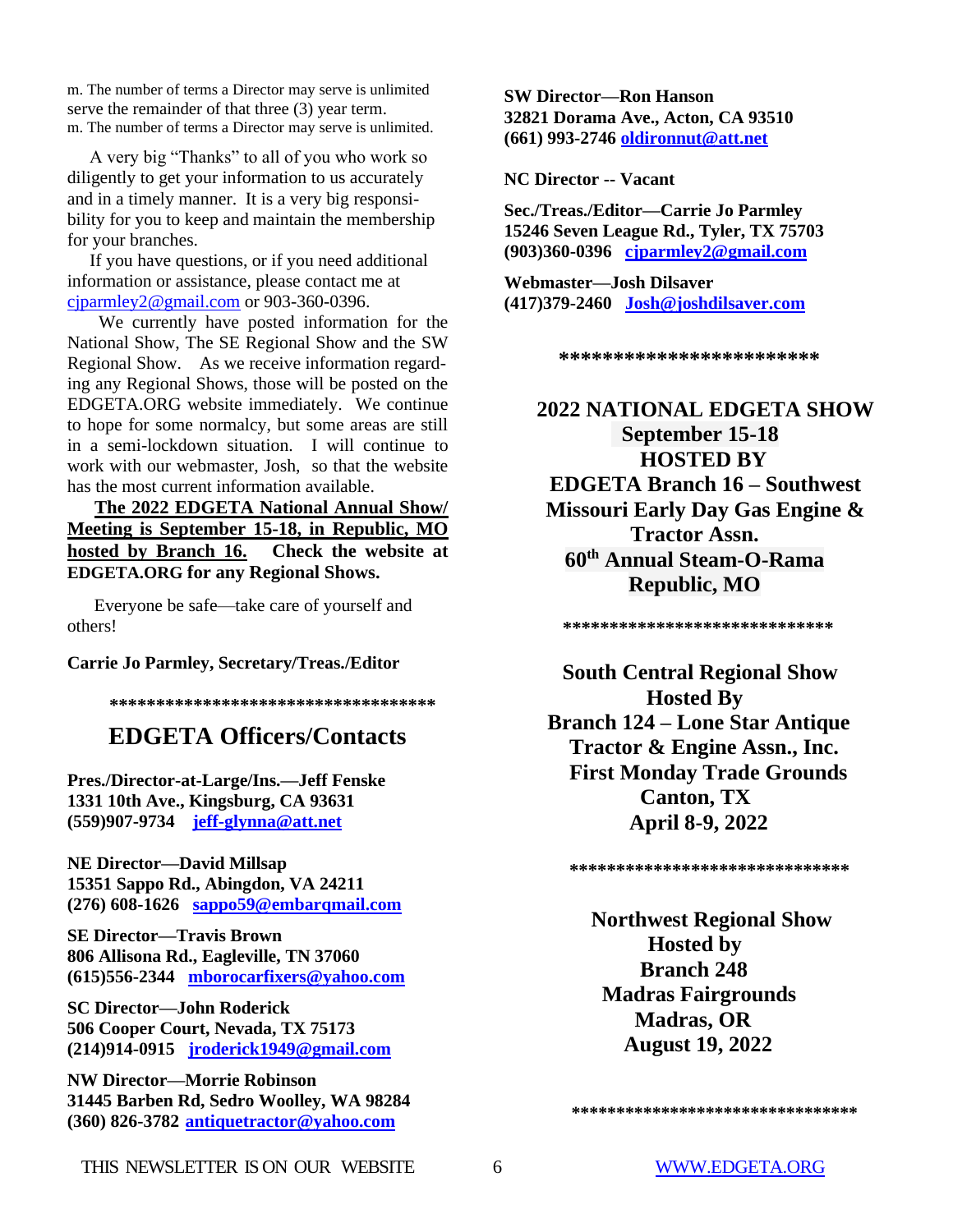m. The number of terms a Director may serve is unlimited serve the remainder of that three (3) year term.
m. The number of terms a Director may serve is unlimited.

A very big "Thanks" to all of you who work so diligently to get your information to us accurately and in a timely manner. It is a very big responsibility for you to keep and maintain the membership for your branches.

If you have questions, or if you need additional information or assistance, please contact me at cjparmley2@gmail.com or 903-360-0396.

We currently have posted information for the National Show, The SE Regional Show and the SW Regional Show. As we receive information regarding any Regional Shows, those will be posted on the EDGETA.ORG website immediately. We continue to hope for some normalcy, but some areas are still in a semi-lockdown situation. I will continue to work with our webmaster, Josh, so that the website has the most current information available.

**The 2022 EDGETA National Annual Show/ Meeting is September 15-18, in Republic, MO hosted by Branch 16. Check the website at EDGETA.ORG for any Regional Shows.**

Everyone be safe—take care of yourself and others!

**Carrie Jo Parmley, Secretary/Treas./Editor**

*************************************

## EDGETA Officers/Contacts

**Pres./Director-at-Large/Ins.—Jeff Fenske**
**1331 10th Ave., Kingsburg, CA 93631**
**(559)907-9734 jeff-glynna@att.net**

**NE Director—David Millsap**
**15351 Sappo Rd., Abingdon, VA 24211**
**(276) 608-1626 sappo59@embarqmail.com**

**SE Director—Travis Brown**
**806 Allisona Rd., Eagleville, TN 37060**
**(615)556-2344 mborocarfixers@yahoo.com**

**SC Director—John Roderick**
**506 Cooper Court, Nevada, TX 75173**
**(214)914-0915 jroderick1949@gmail.com**

**NW Director—Morrie Robinson**
**31445 Barben Rd, Sedro Woolley, WA 98284**
**(360) 826-3782 antiquetractor@yahoo.com**

**SW Director—Ron Hanson**
**32821 Dorama Ave., Acton, CA 93510**
**(661) 993-2746 oldironnut@att.net**

**NC Director -- Vacant**

**Sec./Treas./Editor—Carrie Jo Parmley**
**15246 Seven League Rd., Tyler, TX 75703**
**(903)360-0396 cjparmley2@gmail.com**

**Webmaster—Josh Dilsaver**
**(417)379-2460 Josh@joshdilsaver.com**

************************

**2022 NATIONAL EDGETA SHOW**
**September 15-18**
**HOSTED BY**
**EDGETA Branch 16 – Southwest Missouri Early Day Gas Engine & Tractor Assn.**
**60th Annual Steam-O-Rama**
**Republic, MO**

****************************

**South Central Regional Show**
**Hosted By**
**Branch 124 – Lone Star Antique Tractor & Engine Assn., Inc.**
**First Monday Trade Grounds**
**Canton, TX**
**April 8-9, 2022**

*****************************

**Northwest Regional Show**
**Hosted by**
**Branch 248**
**Madras Fairgrounds**
**Madras, OR**
**August 19, 2022**

********************************

THIS NEWSLETTER IS ON OUR WEBSITE WWW.EDGETA.ORG